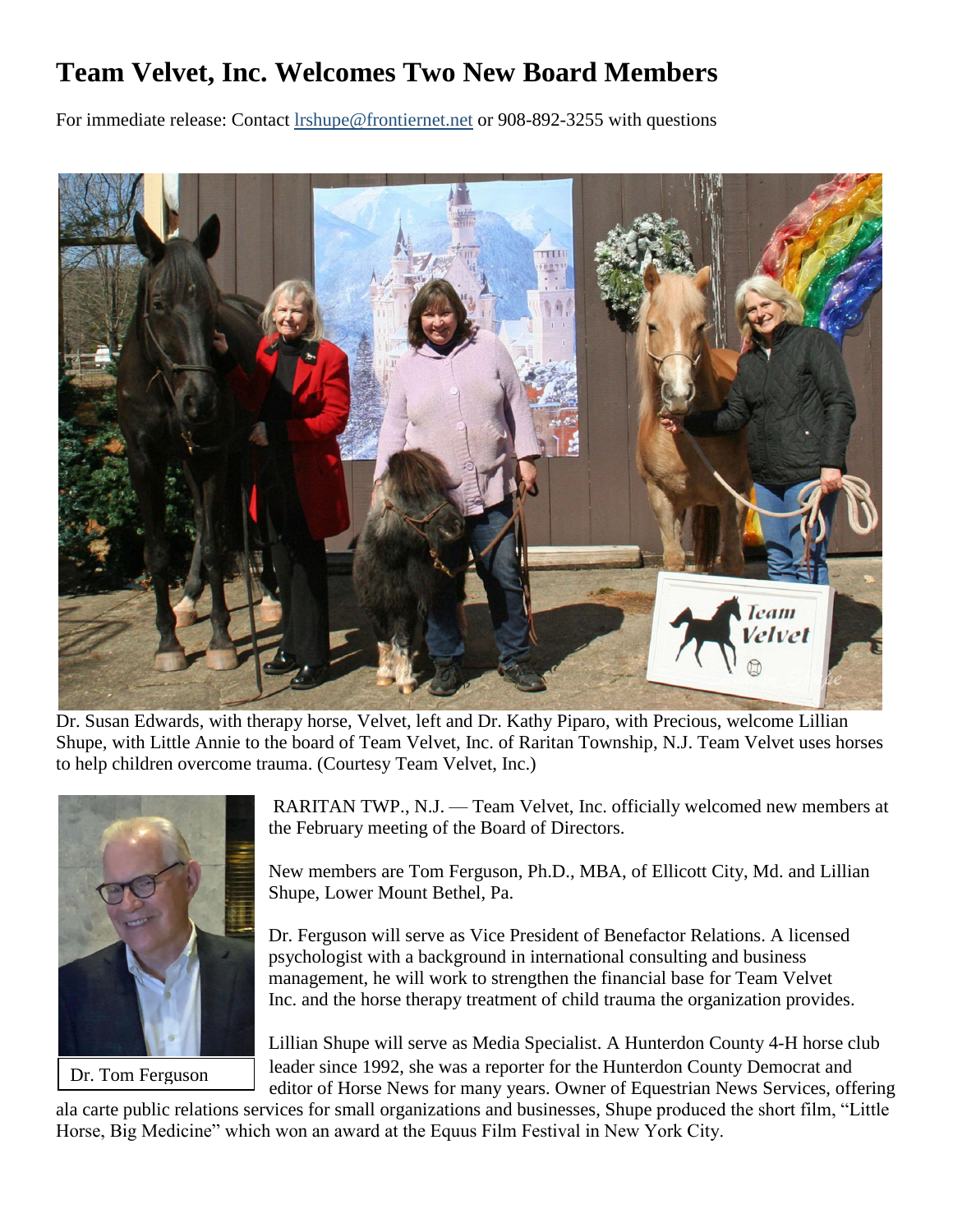# Team Velvet, Inc. Welcomes Two New Board Members

For immediate release: Contact lrshupe@frontiernet.net or 908-892-3255 with questions

Dr. Susan Edwards, with therapy horse, Velvet, left and Dr. Kathy Piparo, with Precious, welcome Lillian Shupe, with Little Annie to the board of Team Velvet, Inc. of Raritan Township, N.J. Team Velvet uses horses to help children overcome trauma. (Courtesy Team Velvet, Inc.)

Dr. Tom Ferguson

RARITAN TWP., N.J. — Team Velvet, Inc. officially welcomed new members at the February meeting of the Board of Directors.

New members are Tom Ferguson, Ph.D., MBA, of Ellicott City, Md. and Lillian Shupe, Lower Mount Bethel, Pa.

Dr. Ferguson will serve as Vice President of Benefactor Relations. A licensed psychologist with a background in international consulting and business management, he will work to strengthen the financial base for Team Velvet Inc. and the horse therapy treatment of child trauma the organization provides.

Lillian Shupe will serve as Media Specialist. A Hunterdon County 4-H horse club leader since 1992, she was a reporter for the Hunterdon County Democrat and editor of Horse News for many years. Owner of Equestrian News Services, offering ala carte public relations services for small organizations and businesses, Shupe produced the short film, "Little Horse, Big Medicine" which won an award at the Equus Film Festival in New York City.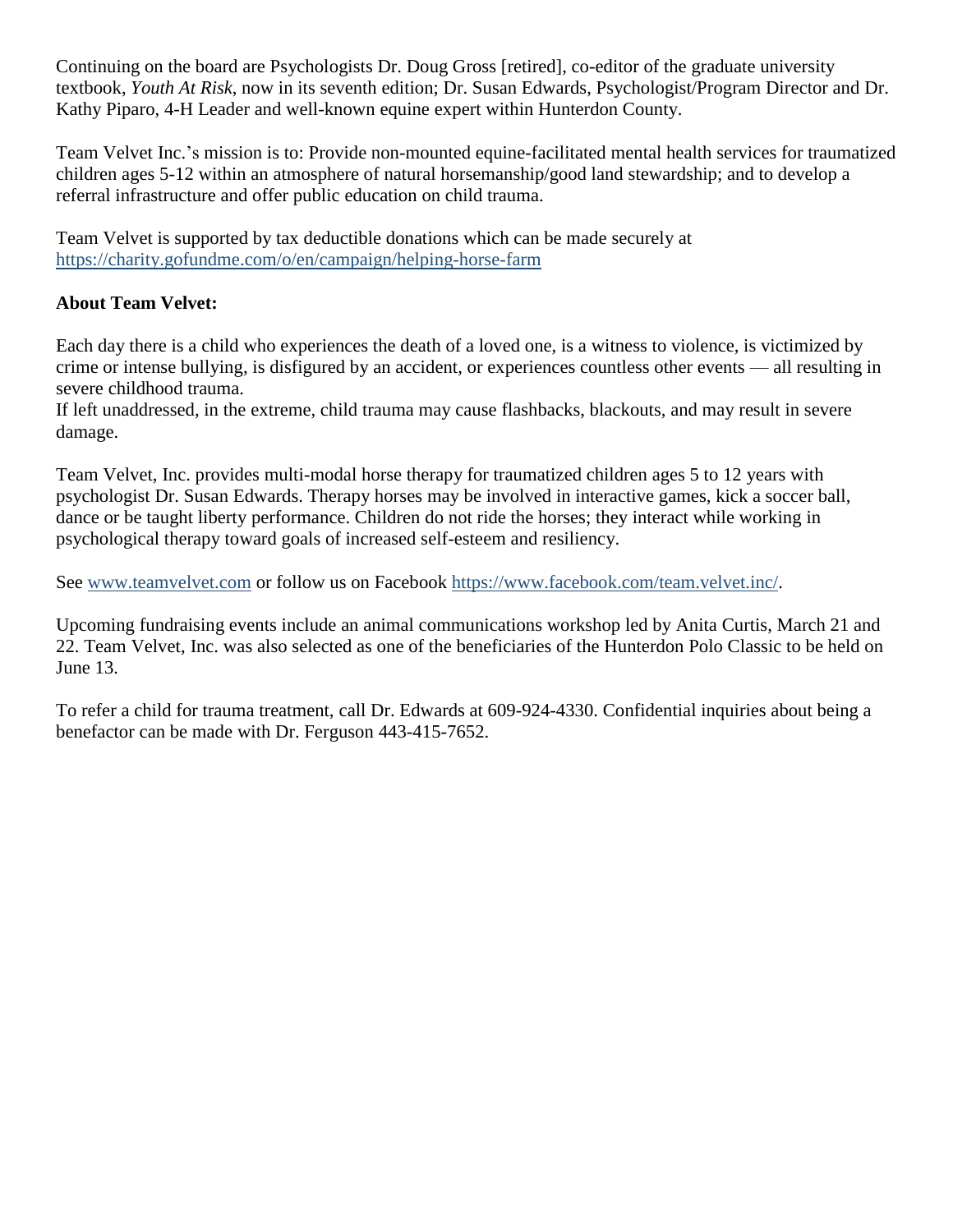Continuing on the board are Psychologists Dr. Doug Gross [retired], co-editor of the graduate university textbook, *Youth At Risk*, now in its seventh edition; Dr. Susan Edwards, Psychologist/Program Director and Dr. Kathy Piparo, 4-H Leader and well-known equine expert within Hunterdon County.

Team Velvet Inc.'s mission is to: Provide non-mounted equine-facilitated mental health services for traumatized children ages 5-12 within an atmosphere of natural horsemanship/good land stewardship; and to develop a referral infrastructure and offer public education on child trauma.

Team Velvet is supported by tax deductible donations which can be made securely at https://charity.gofundme.com/o/en/campaign/helping-horse-farm

**About Team Velvet:**

Each day there is a child who experiences the death of a loved one, is a witness to violence, is victimized by crime or intense bullying, is disfigured by an accident, or experiences countless other events — all resulting in severe childhood trauma.
If left unaddressed, in the extreme, child trauma may cause flashbacks, blackouts, and may result in severe damage.

Team Velvet, Inc. provides multi-modal horse therapy for traumatized children ages 5 to 12 years with psychologist Dr. Susan Edwards. Therapy horses may be involved in interactive games, kick a soccer ball, dance or be taught liberty performance. Children do not ride the horses; they interact while working in psychological therapy toward goals of increased self-esteem and resiliency.

See www.teamvelvet.com or follow us on Facebook https://www.facebook.com/team.velvet.inc/.

Upcoming fundraising events include an animal communications workshop led by Anita Curtis, March 21 and 22. Team Velvet, Inc. was also selected as one of the beneficiaries of the Hunterdon Polo Classic to be held on June 13.

To refer a child for trauma treatment, call Dr. Edwards at 609-924-4330. Confidential inquiries about being a benefactor can be made with Dr. Ferguson 443-415-7652.